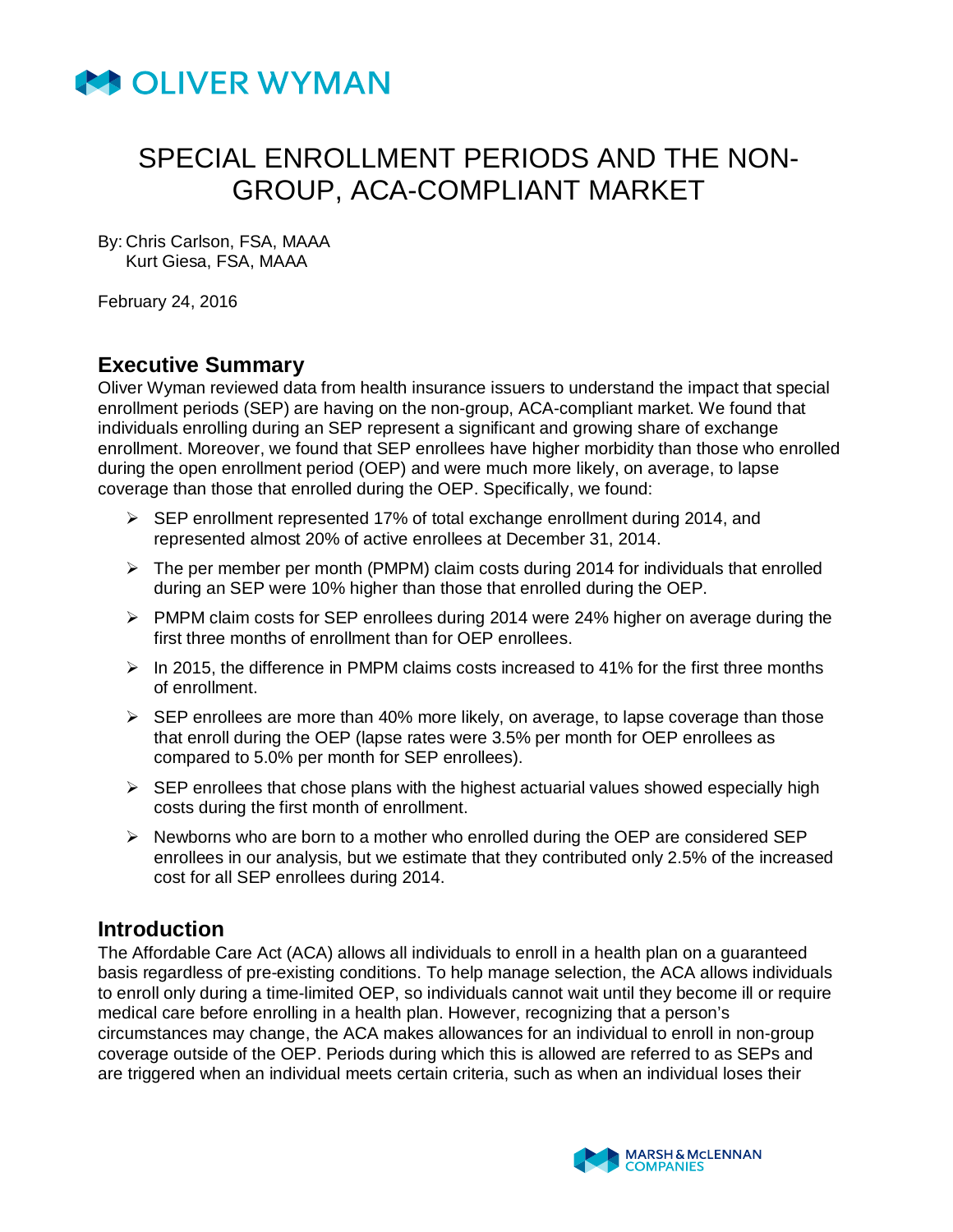# SPECIAL ENROLLMENT PERIODS AND THE NON-GROUP, ACA-COMPLIANT MARKET

By: Chris Carlson, FSA, MAAA
Kurt Giesa, FSA, MAAA

February 24, 2016

## Executive Summary

Oliver Wyman reviewed data from health insurance issuers to understand the impact that special enrollment periods (SEP) are having on the non-group, ACA-compliant market. We found that individuals enrolling during an SEP represent a significant and growing share of exchange enrollment. Moreover, we found that SEP enrollees have higher morbidity than those who enrolled during the open enrollment period (OEP) and were much more likely, on average, to lapse coverage than those that enrolled during the OEP. Specifically, we found:

- SEP enrollment represented 17% of total exchange enrollment during 2014, and represented almost 20% of active enrollees at December 31, 2014.
- The per member per month (PMPM) claim costs during 2014 for individuals that enrolled during an SEP were 10% higher than those that enrolled during the OEP.
- PMPM claim costs for SEP enrollees during 2014 were 24% higher on average during the first three months of enrollment than for OEP enrollees.
- In 2015, the difference in PMPM claims costs increased to 41% for the first three months of enrollment.
- SEP enrollees are more than 40% more likely, on average, to lapse coverage than those that enroll during the OEP (lapse rates were 3.5% per month for OEP enrollees as compared to 5.0% per month for SEP enrollees).
- SEP enrollees that chose plans with the highest actuarial values showed especially high costs during the first month of enrollment.
- Newborns who are born to a mother who enrolled during the OEP are considered SEP enrollees in our analysis, but we estimate that they contributed only 2.5% of the increased cost for all SEP enrollees during 2014.

## Introduction

The Affordable Care Act (ACA) allows all individuals to enroll in a health plan on a guaranteed basis regardless of pre-existing conditions. To help manage selection, the ACA allows individuals to enroll only during a time-limited OEP, so individuals cannot wait until they become ill or require medical care before enrolling in a health plan. However, recognizing that a person's circumstances may change, the ACA makes allowances for an individual to enroll in non-group coverage outside of the OEP. Periods during which this is allowed are referred to as SEPs and are triggered when an individual meets certain criteria, such as when an individual loses their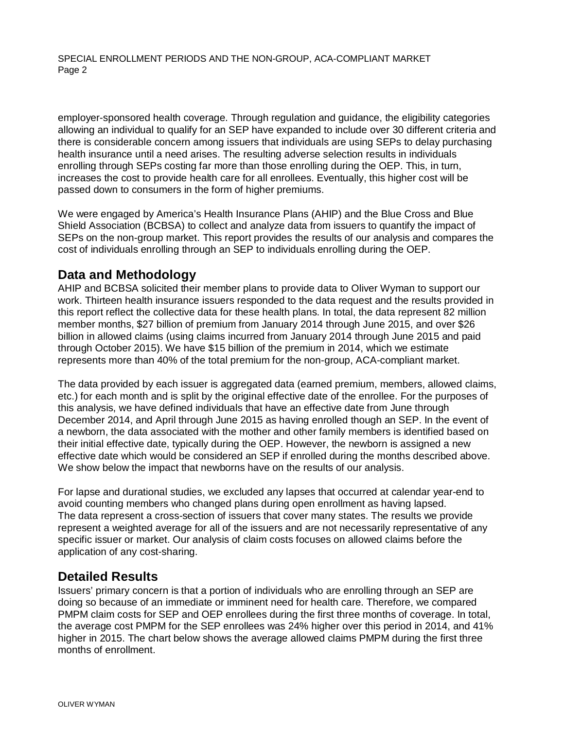employer-sponsored health coverage. Through regulation and guidance, the eligibility categories allowing an individual to qualify for an SEP have expanded to include over 30 different criteria and there is considerable concern among issuers that individuals are using SEPs to delay purchasing health insurance until a need arises. The resulting adverse selection results in individuals enrolling through SEPs costing far more than those enrolling during the OEP. This, in turn, increases the cost to provide health care for all enrollees. Eventually, this higher cost will be passed down to consumers in the form of higher premiums.

We were engaged by America's Health Insurance Plans (AHIP) and the Blue Cross and Blue Shield Association (BCBSA) to collect and analyze data from issuers to quantify the impact of SEPs on the non-group market. This report provides the results of our analysis and compares the cost of individuals enrolling through an SEP to individuals enrolling during the OEP.

## Data and Methodology

AHIP and BCBSA solicited their member plans to provide data to Oliver Wyman to support our work. Thirteen health insurance issuers responded to the data request and the results provided in this report reflect the collective data for these health plans. In total, the data represent 82 million member months, $27 billion of premium from January 2014 through June 2015, and over $26 billion in allowed claims (using claims incurred from January 2014 through June 2015 and paid through October 2015). We have $15 billion of the premium in 2014, which we estimate represents more than 40% of the total premium for the non-group, ACA-compliant market.

The data provided by each issuer is aggregated data (earned premium, members, allowed claims, etc.) for each month and is split by the original effective date of the enrollee. For the purposes of this analysis, we have defined individuals that have an effective date from June through December 2014, and April through June 2015 as having enrolled though an SEP. In the event of a newborn, the data associated with the mother and other family members is identified based on their initial effective date, typically during the OEP. However, the newborn is assigned a new effective date which would be considered an SEP if enrolled during the months described above. We show below the impact that newborns have on the results of our analysis.

For lapse and durational studies, we excluded any lapses that occurred at calendar year-end to avoid counting members who changed plans during open enrollment as having lapsed. The data represent a cross-section of issuers that cover many states. The results we provide represent a weighted average for all of the issuers and are not necessarily representative of any specific issuer or market. Our analysis of claim costs focuses on allowed claims before the application of any cost-sharing.

## Detailed Results

Issuers' primary concern is that a portion of individuals who are enrolling through an SEP are doing so because of an immediate or imminent need for health care. Therefore, we compared PMPM claim costs for SEP and OEP enrollees during the first three months of coverage. In total, the average cost PMPM for the SEP enrollees was 24% higher over this period in 2014, and 41% higher in 2015. The chart below shows the average allowed claims PMPM during the first three months of enrollment.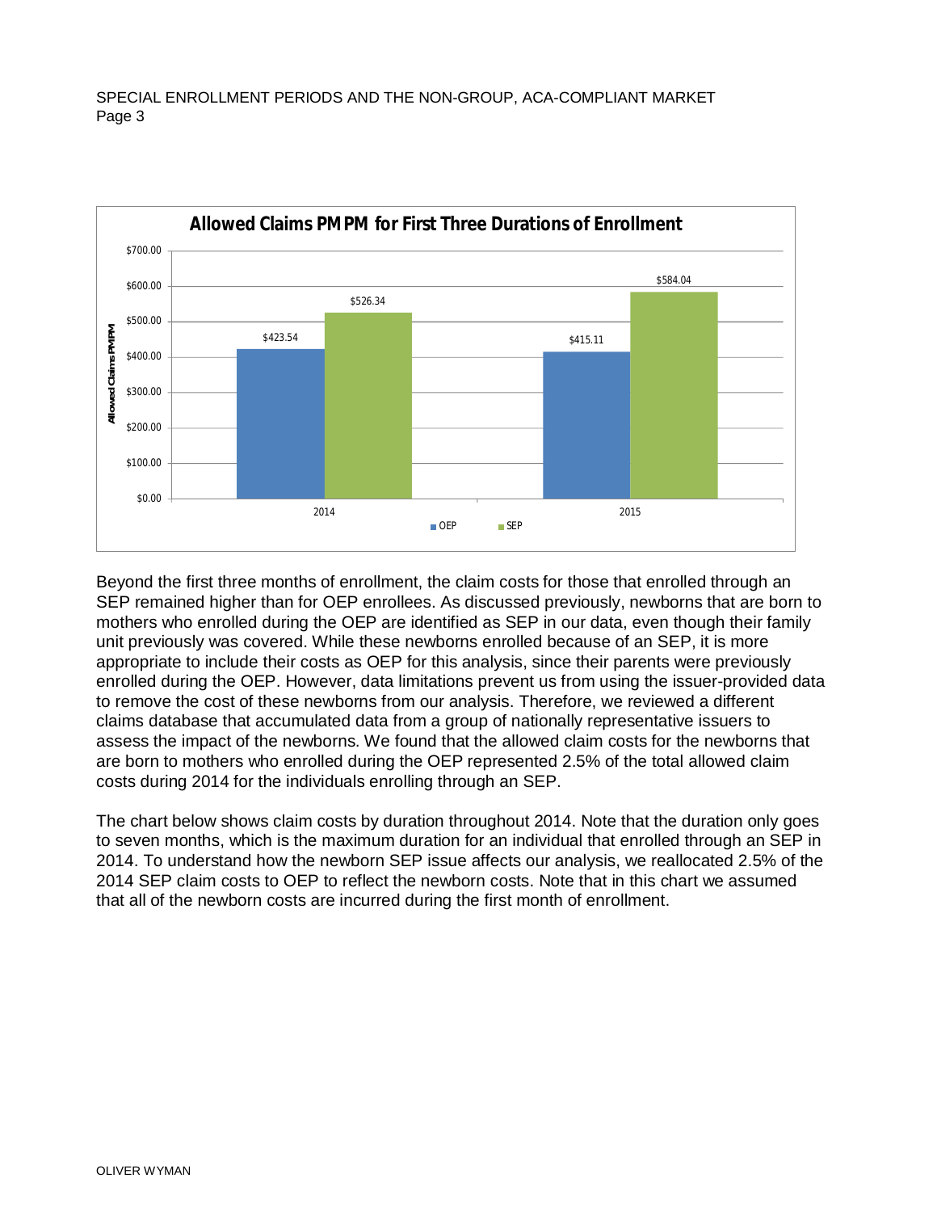**Allowed Claims PMPM for First Three Durations of Enrollment**

| Year | OEP | SEP |
|---|---|---|
| 2014 | $423.54 | $526.34 |
| 2015 | $415.11 | $584.04 |

Beyond the first three months of enrollment, the claim costs for those that enrolled through an SEP remained higher than for OEP enrollees. As discussed previously, newborns that are born to mothers who enrolled during the OEP are identified as SEP in our data, even though their family unit previously was covered. While these newborns enrolled because of an SEP, it is more appropriate to include their costs as OEP for this analysis, since their parents were previously enrolled during the OEP. However, data limitations prevent us from using the issuer-provided data to remove the cost of these newborns from our analysis. Therefore, we reviewed a different claims database that accumulated data from a group of nationally representative issuers to assess the impact of the newborns. We found that the allowed claim costs for the newborns that are born to mothers who enrolled during the OEP represented 2.5% of the total allowed claim costs during 2014 for the individuals enrolling through an SEP.

The chart below shows claim costs by duration throughout 2014. Note that the duration only goes to seven months, which is the maximum duration for an individual that enrolled through an SEP in 2014. To understand how the newborn SEP issue affects our analysis, we reallocated 2.5% of the 2014 SEP claim costs to OEP to reflect the newborn costs. Note that in this chart we assumed that all of the newborn costs are incurred during the first month of enrollment.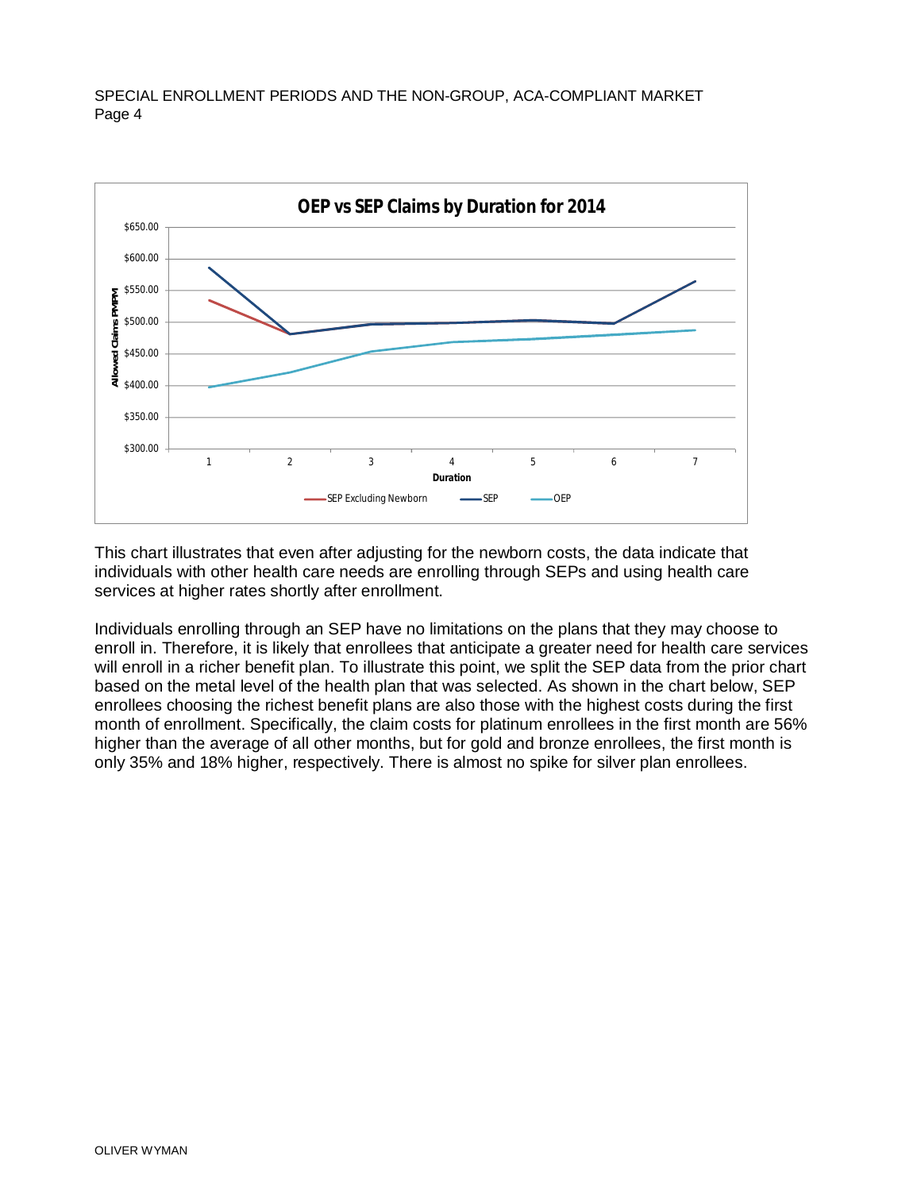This chart illustrates that even after adjusting for the newborn costs, the data indicate that individuals with other health care needs are enrolling through SEPs and using health care services at higher rates shortly after enrollment.

Individuals enrolling through an SEP have no limitations on the plans that they may choose to enroll in. Therefore, it is likely that enrollees that anticipate a greater need for health care services will enroll in a richer benefit plan. To illustrate this point, we split the SEP data from the prior chart based on the metal level of the health plan that was selected. As shown in the chart below, SEP enrollees choosing the richest benefit plans are also those with the highest costs during the first month of enrollment. Specifically, the claim costs for platinum enrollees in the first month are 56% higher than the average of all other months, but for gold and bronze enrollees, the first month is only 35% and 18% higher, respectively. There is almost no spike for silver plan enrollees.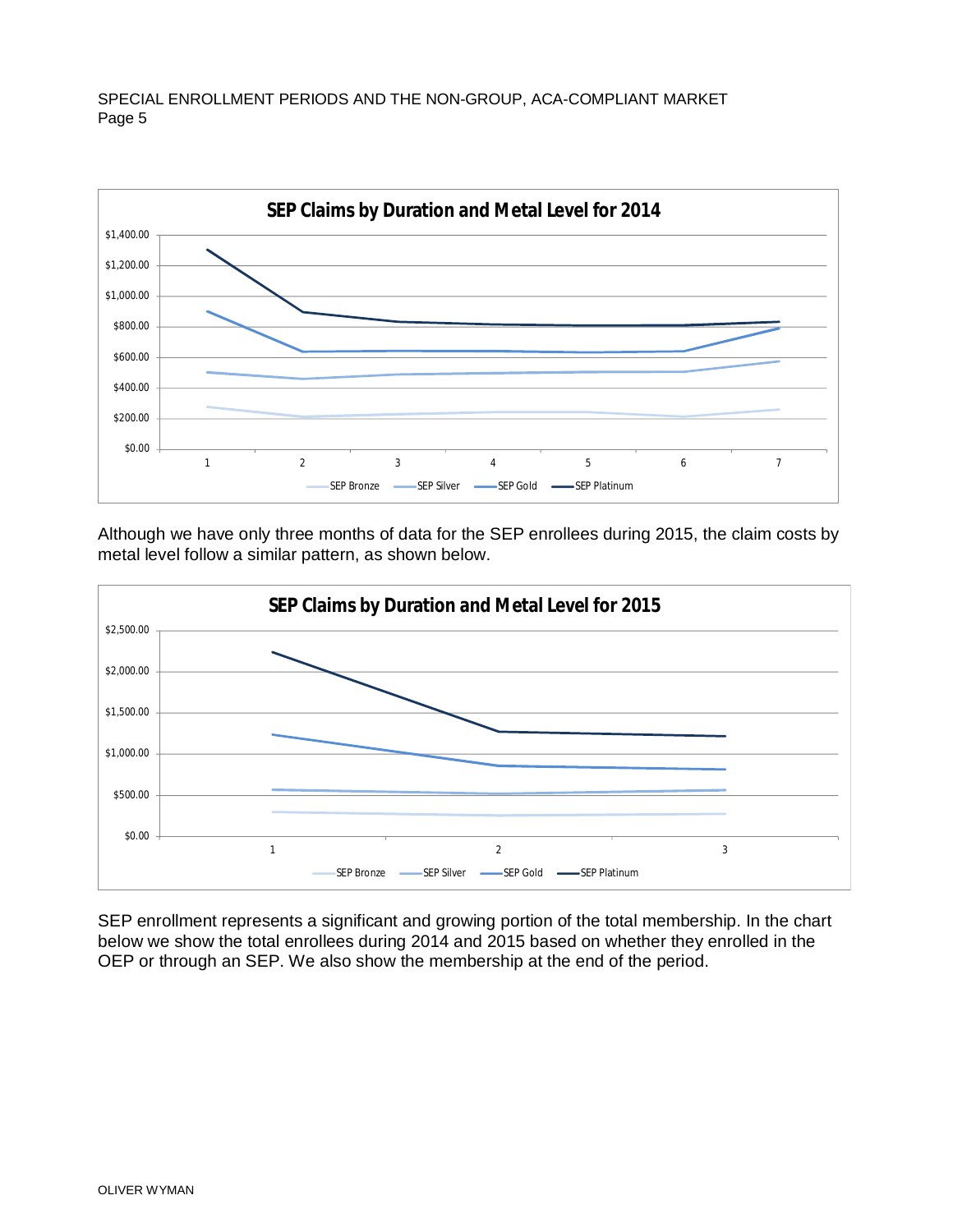**SEP Claims by Duration and Metal Level for 2014**

Although we have only three months of data for the SEP enrollees during 2015, the claim costs by metal level follow a similar pattern, as shown below.

**SEP Claims by Duration and Metal Level for 2015**

SEP enrollment represents a significant and growing portion of the total membership. In the chart below we show the total enrollees during 2014 and 2015 based on whether they enrolled in the OEP or through an SEP. We also show the membership at the end of the period.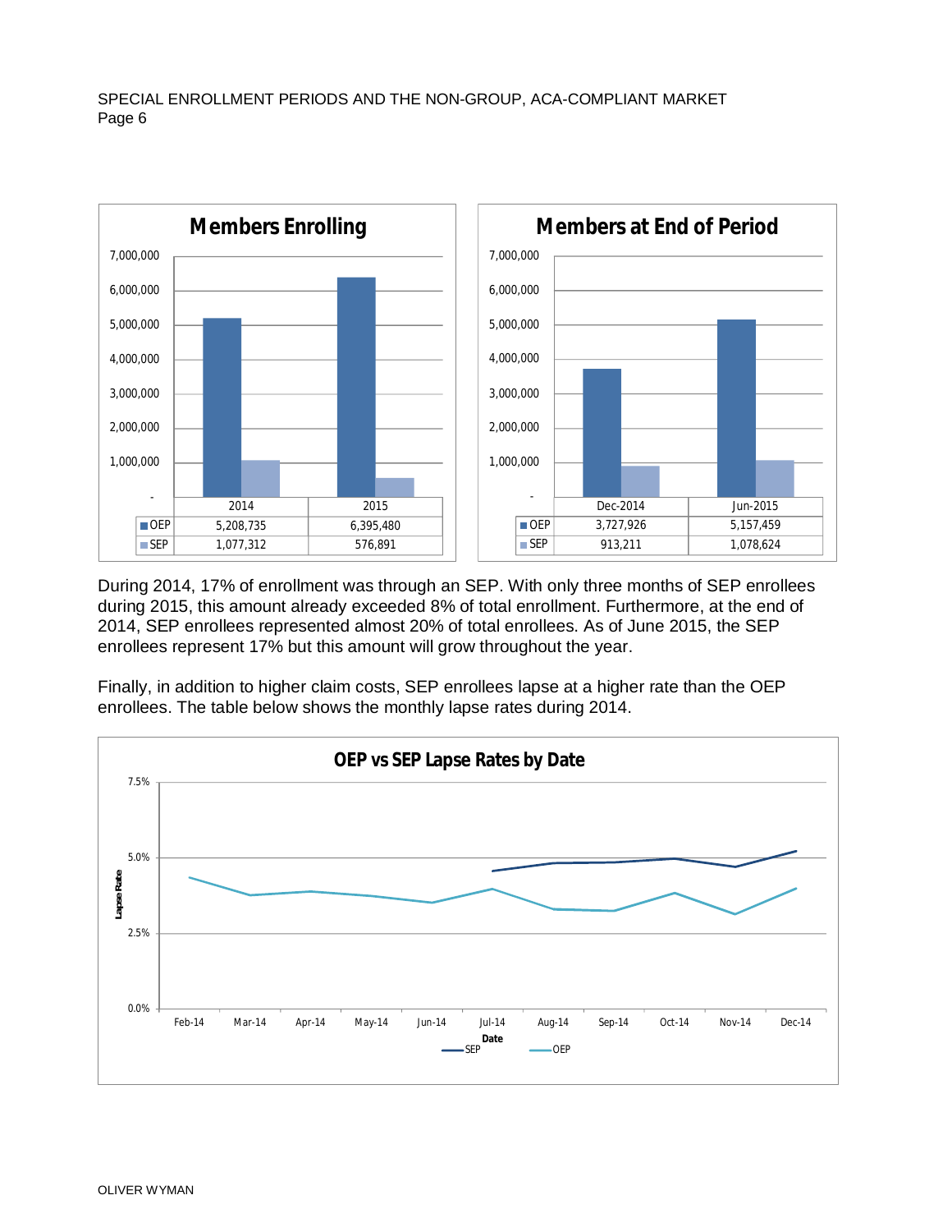**Members Enrolling**

|  | 2014 | 2015 |
|---|---|---|
| OEP | 5,208,735 | 6,395,480 |
| SEP | 1,077,312 | 576,891 |

**Members at End of Period**

|  | Dec-2014 | Jun-2015 |
|---|---|---|
| OEP | 3,727,926 | 5,157,459 |
| SEP | 913,211 | 1,078,624 |

During 2014, 17% of enrollment was through an SEP. With only three months of SEP enrollees during 2015, this amount already exceeded 8% of total enrollment. Furthermore, at the end of 2014, SEP enrollees represented almost 20% of total enrollees. As of June 2015, the SEP enrollees represent 17% but this amount will grow throughout the year.

Finally, in addition to higher claim costs, SEP enrollees lapse at a higher rate than the OEP enrollees. The table below shows the monthly lapse rates during 2014.

**OEP vs SEP Lapse Rates by Date**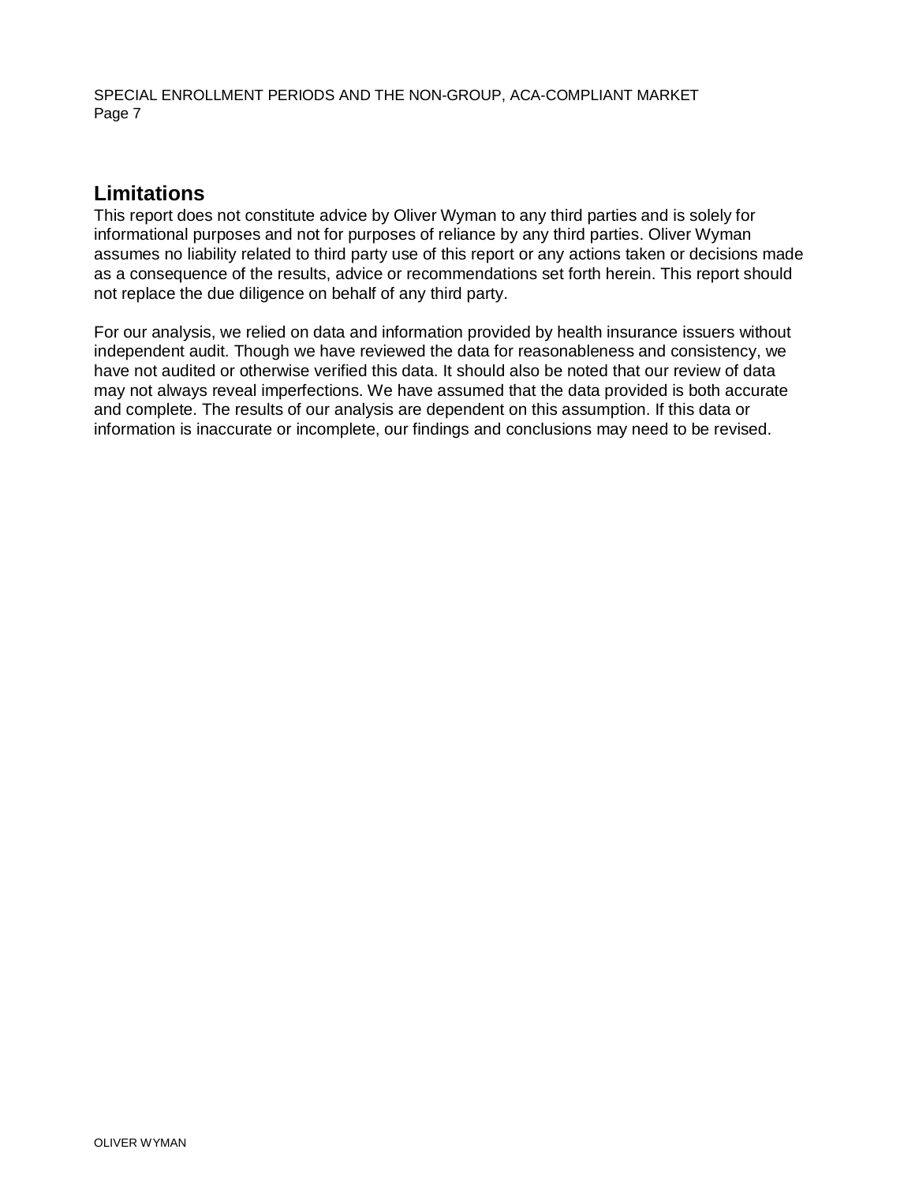## Limitations

This report does not constitute advice by Oliver Wyman to any third parties and is solely for informational purposes and not for purposes of reliance by any third parties. Oliver Wyman assumes no liability related to third party use of this report or any actions taken or decisions made as a consequence of the results, advice or recommendations set forth herein. This report should not replace the due diligence on behalf of any third party.

For our analysis, we relied on data and information provided by health insurance issuers without independent audit. Though we have reviewed the data for reasonableness and consistency, we have not audited or otherwise verified this data. It should also be noted that our review of data may not always reveal imperfections. We have assumed that the data provided is both accurate and complete. The results of our analysis are dependent on this assumption. If this data or information is inaccurate or incomplete, our findings and conclusions may need to be revised.